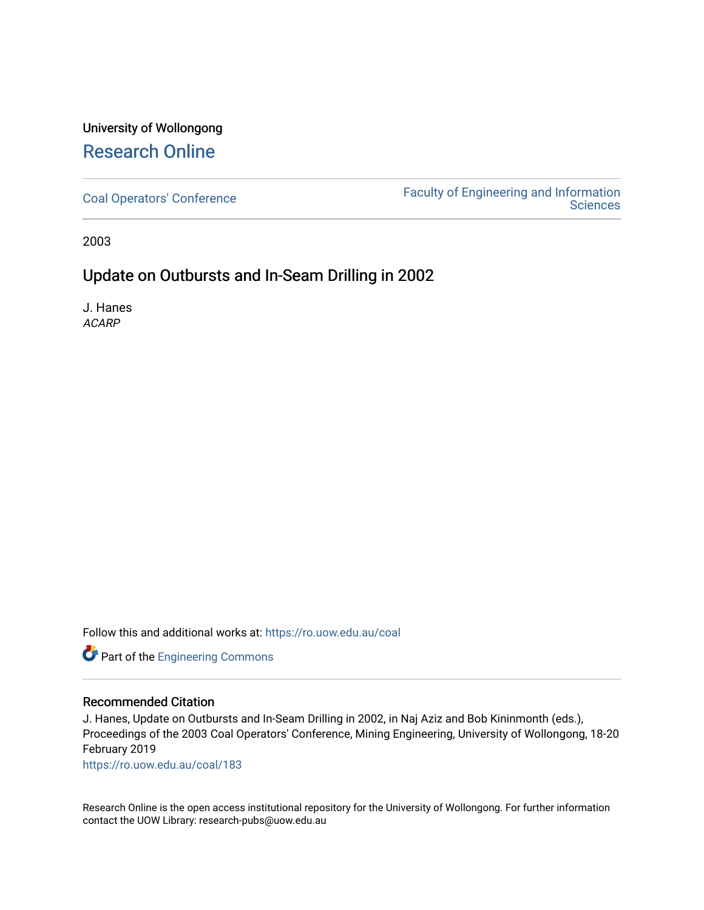University of Wollongong

# Research Online

Coal Operators' Conference

Faculty of Engineering and Information Sciences

2003

## Update on Outbursts and In-Seam Drilling in 2002

J. Hanes
*ACARP*

Follow this and additional works at: https://ro.uow.edu.au/coal

Part of the Engineering Commons

### Recommended Citation

J. Hanes, Update on Outbursts and In-Seam Drilling in 2002, in Naj Aziz and Bob Kininmonth (eds.), Proceedings of the 2003 Coal Operators' Conference, Mining Engineering, University of Wollongong, 18-20 February 2019
https://ro.uow.edu.au/coal/183

Research Online is the open access institutional repository for the University of Wollongong. For further information contact the UOW Library: research-pubs@uow.edu.au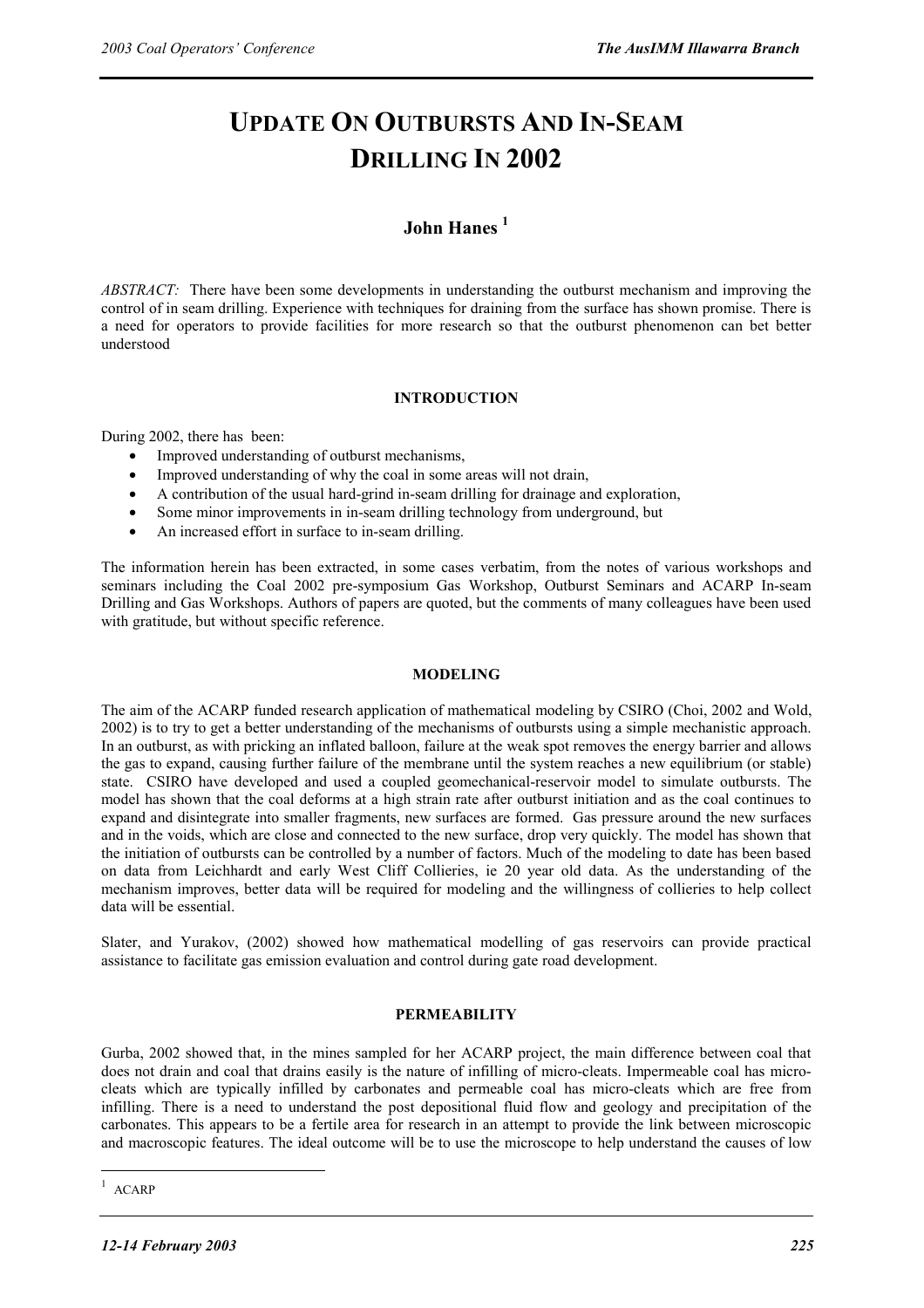# UPDATE ON OUTBURSTS AND IN-SEAM DRILLING IN 2002

## John Hanes [1]

*ABSTRACT:* There have been some developments in understanding the outburst mechanism and improving the control of in seam drilling. Experience with techniques for draining from the surface has shown promise. There is a need for operators to provide facilities for more research so that the outburst phenomenon can bet better understood

### INTRODUCTION

During 2002, there has been:

- Improved understanding of outburst mechanisms,
- Improved understanding of why the coal in some areas will not drain,
- A contribution of the usual hard-grind in-seam drilling for drainage and exploration,
- Some minor improvements in in-seam drilling technology from underground, but
- An increased effort in surface to in-seam drilling.

The information herein has been extracted, in some cases verbatim, from the notes of various workshops and seminars including the Coal 2002 pre-symposium Gas Workshop, Outburst Seminars and ACARP In-seam Drilling and Gas Workshops. Authors of papers are quoted, but the comments of many colleagues have been used with gratitude, but without specific reference.

### MODELING

The aim of the ACARP funded research application of mathematical modeling by CSIRO (Choi, 2002 and Wold, 2002) is to try to get a better understanding of the mechanisms of outbursts using a simple mechanistic approach. In an outburst, as with pricking an inflated balloon, failure at the weak spot removes the energy barrier and allows the gas to expand, causing further failure of the membrane until the system reaches a new equilibrium (or stable) state. CSIRO have developed and used a coupled geomechanical-reservoir model to simulate outbursts. The model has shown that the coal deforms at a high strain rate after outburst initiation and as the coal continues to expand and disintegrate into smaller fragments, new surfaces are formed. Gas pressure around the new surfaces and in the voids, which are close and connected to the new surface, drop very quickly. The model has shown that the initiation of outbursts can be controlled by a number of factors. Much of the modeling to date has been based on data from Leichhardt and early West Cliff Collieries, ie 20 year old data. As the understanding of the mechanism improves, better data will be required for modeling and the willingness of collieries to help collect data will be essential.

Slater, and Yurakov, (2002) showed how mathematical modelling of gas reservoirs can provide practical assistance to facilitate gas emission evaluation and control during gate road development.

### PERMEABILITY

Gurba, 2002 showed that, in the mines sampled for her ACARP project, the main difference between coal that does not drain and coal that drains easily is the nature of infilling of micro-cleats. Impermeable coal has micro-cleats which are typically infilled by carbonates and permeable coal has micro-cleats which are free from infilling. There is a need to understand the post depositional fluid flow and geology and precipitation of the carbonates. This appears to be a fertile area for research in an attempt to provide the link between microscopic and macroscopic features. The ideal outcome will be to use the microscope to help understand the causes of low

[1] ACARP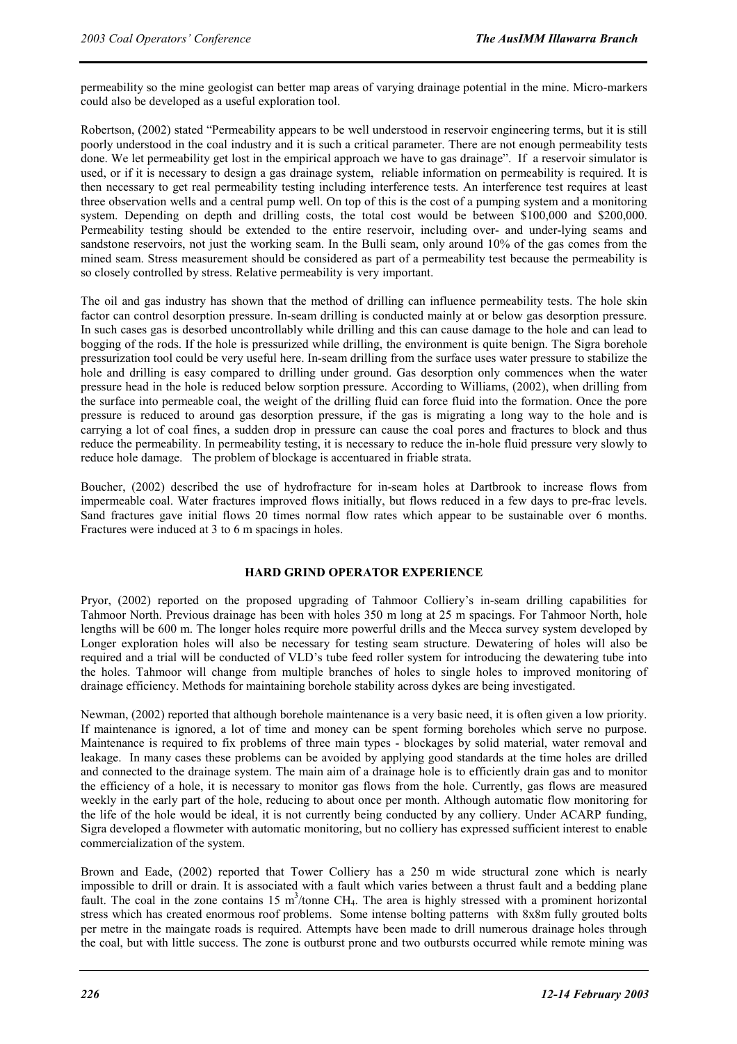permeability so the mine geologist can better map areas of varying drainage potential in the mine. Micro-markers could also be developed as a useful exploration tool.

Robertson, (2002) stated "Permeability appears to be well understood in reservoir engineering terms, but it is still poorly understood in the coal industry and it is such a critical parameter. There are not enough permeability tests done. We let permeability get lost in the empirical approach we have to gas drainage". If a reservoir simulator is used, or if it is necessary to design a gas drainage system, reliable information on permeability is required. It is then necessary to get real permeability testing including interference tests. An interference test requires at least three observation wells and a central pump well. On top of this is the cost of a pumping system and a monitoring system. Depending on depth and drilling costs, the total cost would be between $100,000 and $200,000. Permeability testing should be extended to the entire reservoir, including over- and under-lying seams and sandstone reservoirs, not just the working seam. In the Bulli seam, only around 10% of the gas comes from the mined seam. Stress measurement should be considered as part of a permeability test because the permeability is so closely controlled by stress. Relative permeability is very important.

The oil and gas industry has shown that the method of drilling can influence permeability tests. The hole skin factor can control desorption pressure. In-seam drilling is conducted mainly at or below gas desorption pressure. In such cases gas is desorbed uncontrollably while drilling and this can cause damage to the hole and can lead to bogging of the rods. If the hole is pressurized while drilling, the environment is quite benign. The Sigra borehole pressurization tool could be very useful here. In-seam drilling from the surface uses water pressure to stabilize the hole and drilling is easy compared to drilling under ground. Gas desorption only commences when the water pressure head in the hole is reduced below sorption pressure. According to Williams, (2002), when drilling from the surface into permeable coal, the weight of the drilling fluid can force fluid into the formation. Once the pore pressure is reduced to around gas desorption pressure, if the gas is migrating a long way to the hole and is carrying a lot of coal fines, a sudden drop in pressure can cause the coal pores and fractures to block and thus reduce the permeability. In permeability testing, it is necessary to reduce the in-hole fluid pressure very slowly to reduce hole damage. The problem of blockage is accentuared in friable strata.

Boucher, (2002) described the use of hydrofracture for in-seam holes at Dartbrook to increase flows from impermeable coal. Water fractures improved flows initially, but flows reduced in a few days to pre-frac levels. Sand fractures gave initial flows 20 times normal flow rates which appear to be sustainable over 6 months. Fractures were induced at 3 to 6 m spacings in holes.

## HARD GRIND OPERATOR EXPERIENCE

Pryor, (2002) reported on the proposed upgrading of Tahmoor Colliery's in-seam drilling capabilities for Tahmoor North. Previous drainage has been with holes 350 m long at 25 m spacings. For Tahmoor North, hole lengths will be 600 m. The longer holes require more powerful drills and the Mecca survey system developed by Longer exploration holes will also be necessary for testing seam structure. Dewatering of holes will also be required and a trial will be conducted of VLD's tube feed roller system for introducing the dewatering tube into the holes. Tahmoor will change from multiple branches of holes to single holes to improved monitoring of drainage efficiency. Methods for maintaining borehole stability across dykes are being investigated.

Newman, (2002) reported that although borehole maintenance is a very basic need, it is often given a low priority. If maintenance is ignored, a lot of time and money can be spent forming boreholes which serve no purpose. Maintenance is required to fix problems of three main types - blockages by solid material, water removal and leakage. In many cases these problems can be avoided by applying good standards at the time holes are drilled and connected to the drainage system. The main aim of a drainage hole is to efficiently drain gas and to monitor the efficiency of a hole, it is necessary to monitor gas flows from the hole. Currently, gas flows are measured weekly in the early part of the hole, reducing to about once per month. Although automatic flow monitoring for the life of the hole would be ideal, it is not currently being conducted by any colliery. Under ACARP funding, Sigra developed a flowmeter with automatic monitoring, but no colliery has expressed sufficient interest to enable commercialization of the system.

Brown and Eade, (2002) reported that Tower Colliery has a 250 m wide structural zone which is nearly impossible to drill or drain. It is associated with a fault which varies between a thrust fault and a bedding plane fault. The coal in the zone contains 15 $m^3$/tonne $CH_4$. The area is highly stressed with a prominent horizontal stress which has created enormous roof problems. Some intense bolting patterns with 8x8m fully grouted bolts per metre in the maingate roads is required. Attempts have been made to drill numerous drainage holes through the coal, but with little success. The zone is outburst prone and two outbursts occurred while remote mining was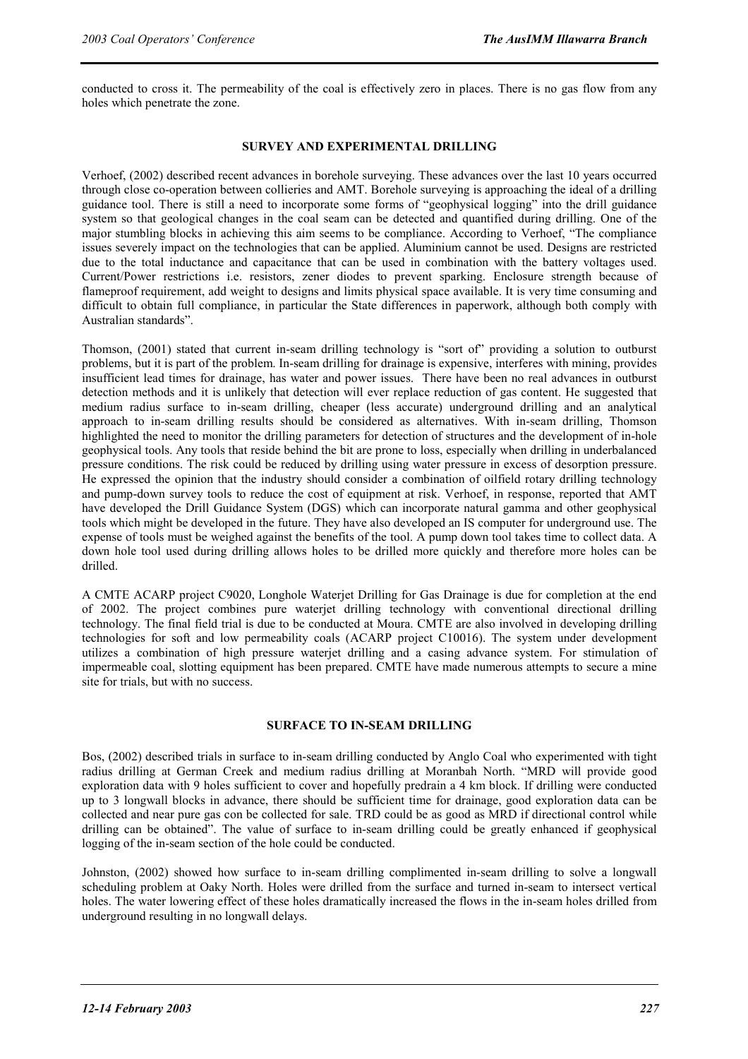conducted to cross it. The permeability of the coal is effectively zero in places. There is no gas flow from any holes which penetrate the zone.

## SURVEY AND EXPERIMENTAL DRILLING

Verhoef, (2002) described recent advances in borehole surveying. These advances over the last 10 years occurred through close co-operation between collieries and AMT. Borehole surveying is approaching the ideal of a drilling guidance tool. There is still a need to incorporate some forms of "geophysical logging" into the drill guidance system so that geological changes in the coal seam can be detected and quantified during drilling. One of the major stumbling blocks in achieving this aim seems to be compliance. According to Verhoef, "The compliance issues severely impact on the technologies that can be applied. Aluminium cannot be used. Designs are restricted due to the total inductance and capacitance that can be used in combination with the battery voltages used. Current/Power restrictions i.e. resistors, zener diodes to prevent sparking. Enclosure strength because of flameproof requirement, add weight to designs and limits physical space available. It is very time consuming and difficult to obtain full compliance, in particular the State differences in paperwork, although both comply with Australian standards".

Thomson, (2001) stated that current in-seam drilling technology is "sort of" providing a solution to outburst problems, but it is part of the problem. In-seam drilling for drainage is expensive, interferes with mining, provides insufficient lead times for drainage, has water and power issues. There have been no real advances in outburst detection methods and it is unlikely that detection will ever replace reduction of gas content. He suggested that medium radius surface to in-seam drilling, cheaper (less accurate) underground drilling and an analytical approach to in-seam drilling results should be considered as alternatives. With in-seam drilling, Thomson highlighted the need to monitor the drilling parameters for detection of structures and the development of in-hole geophysical tools. Any tools that reside behind the bit are prone to loss, especially when drilling in underbalanced pressure conditions. The risk could be reduced by drilling using water pressure in excess of desorption pressure. He expressed the opinion that the industry should consider a combination of oilfield rotary drilling technology and pump-down survey tools to reduce the cost of equipment at risk. Verhoef, in response, reported that AMT have developed the Drill Guidance System (DGS) which can incorporate natural gamma and other geophysical tools which might be developed in the future. They have also developed an IS computer for underground use. The expense of tools must be weighed against the benefits of the tool. A pump down tool takes time to collect data. A down hole tool used during drilling allows holes to be drilled more quickly and therefore more holes can be drilled.

A CMTE ACARP project C9020, Longhole Waterjet Drilling for Gas Drainage is due for completion at the end of 2002. The project combines pure waterjet drilling technology with conventional directional drilling technology. The final field trial is due to be conducted at Moura. CMTE are also involved in developing drilling technologies for soft and low permeability coals (ACARP project C10016). The system under development utilizes a combination of high pressure waterjet drilling and a casing advance system. For stimulation of impermeable coal, slotting equipment has been prepared. CMTE have made numerous attempts to secure a mine site for trials, but with no success.

## SURFACE TO IN-SEAM DRILLING

Bos, (2002) described trials in surface to in-seam drilling conducted by Anglo Coal who experimented with tight radius drilling at German Creek and medium radius drilling at Moranbah North. "MRD will provide good exploration data with 9 holes sufficient to cover and hopefully predrain a 4 km block. If drilling were conducted up to 3 longwall blocks in advance, there should be sufficient time for drainage, good exploration data can be collected and near pure gas con be collected for sale. TRD could be as good as MRD if directional control while drilling can be obtained". The value of surface to in-seam drilling could be greatly enhanced if geophysical logging of the in-seam section of the hole could be conducted.

Johnston, (2002) showed how surface to in-seam drilling complimented in-seam drilling to solve a longwall scheduling problem at Oaky North. Holes were drilled from the surface and turned in-seam to intersect vertical holes. The water lowering effect of these holes dramatically increased the flows in the in-seam holes drilled from underground resulting in no longwall delays.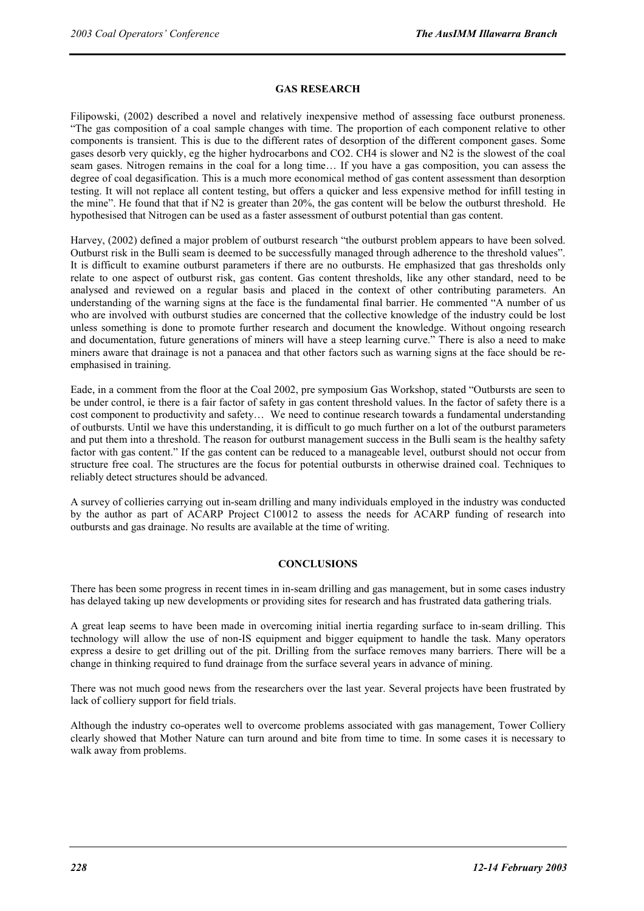## GAS RESEARCH

Filipowski, (2002) described a novel and relatively inexpensive method of assessing face outburst proneness. "The gas composition of a coal sample changes with time. The proportion of each component relative to other components is transient. This is due to the different rates of desorption of the different component gases. Some gases desorb very quickly, eg the higher hydrocarbons and $CO_2$. $CH_4$ is slower and $N_2$ is the slowest of the coal seam gases. Nitrogen remains in the coal for a long time… If you have a gas composition, you can assess the degree of coal degasification. This is a much more economical method of gas content assessment than desorption testing. It will not replace all content testing, but offers a quicker and less expensive method for infill testing in the mine". He found that that if $N_2$ is greater than 20%, the gas content will be below the outburst threshold. He hypothesised that Nitrogen can be used as a faster assessment of outburst potential than gas content.

Harvey, (2002) defined a major problem of outburst research "the outburst problem appears to have been solved. Outburst risk in the Bulli seam is deemed to be successfully managed through adherence to the threshold values". It is difficult to examine outburst parameters if there are no outbursts. He emphasized that gas thresholds only relate to one aspect of outburst risk, gas content. Gas content thresholds, like any other standard, need to be analysed and reviewed on a regular basis and placed in the context of other contributing parameters. An understanding of the warning signs at the face is the fundamental final barrier. He commented "A number of us who are involved with outburst studies are concerned that the collective knowledge of the industry could be lost unless something is done to promote further research and document the knowledge. Without ongoing research and documentation, future generations of miners will have a steep learning curve." There is also a need to make miners aware that drainage is not a panacea and that other factors such as warning signs at the face should be re-emphasised in training.

Eade, in a comment from the floor at the Coal 2002, pre symposium Gas Workshop, stated "Outbursts are seen to be under control, ie there is a fair factor of safety in gas content threshold values. In the factor of safety there is a cost component to productivity and safety… We need to continue research towards a fundamental understanding of outbursts. Until we have this understanding, it is difficult to go much further on a lot of the outburst parameters and put them into a threshold. The reason for outburst management success in the Bulli seam is the healthy safety factor with gas content." If the gas content can be reduced to a manageable level, outburst should not occur from structure free coal. The structures are the focus for potential outbursts in otherwise drained coal. Techniques to reliably detect structures should be advanced.

A survey of collieries carrying out in-seam drilling and many individuals employed in the industry was conducted by the author as part of ACARP Project C10012 to assess the needs for ACARP funding of research into outbursts and gas drainage. No results are available at the time of writing.

## CONCLUSIONS

There has been some progress in recent times in in-seam drilling and gas management, but in some cases industry has delayed taking up new developments or providing sites for research and has frustrated data gathering trials.

A great leap seems to have been made in overcoming initial inertia regarding surface to in-seam drilling. This technology will allow the use of non-IS equipment and bigger equipment to handle the task. Many operators express a desire to get drilling out of the pit. Drilling from the surface removes many barriers. There will be a change in thinking required to fund drainage from the surface several years in advance of mining.

There was not much good news from the researchers over the last year. Several projects have been frustrated by lack of colliery support for field trials.

Although the industry co-operates well to overcome problems associated with gas management, Tower Colliery clearly showed that Mother Nature can turn around and bite from time to time. In some cases it is necessary to walk away from problems.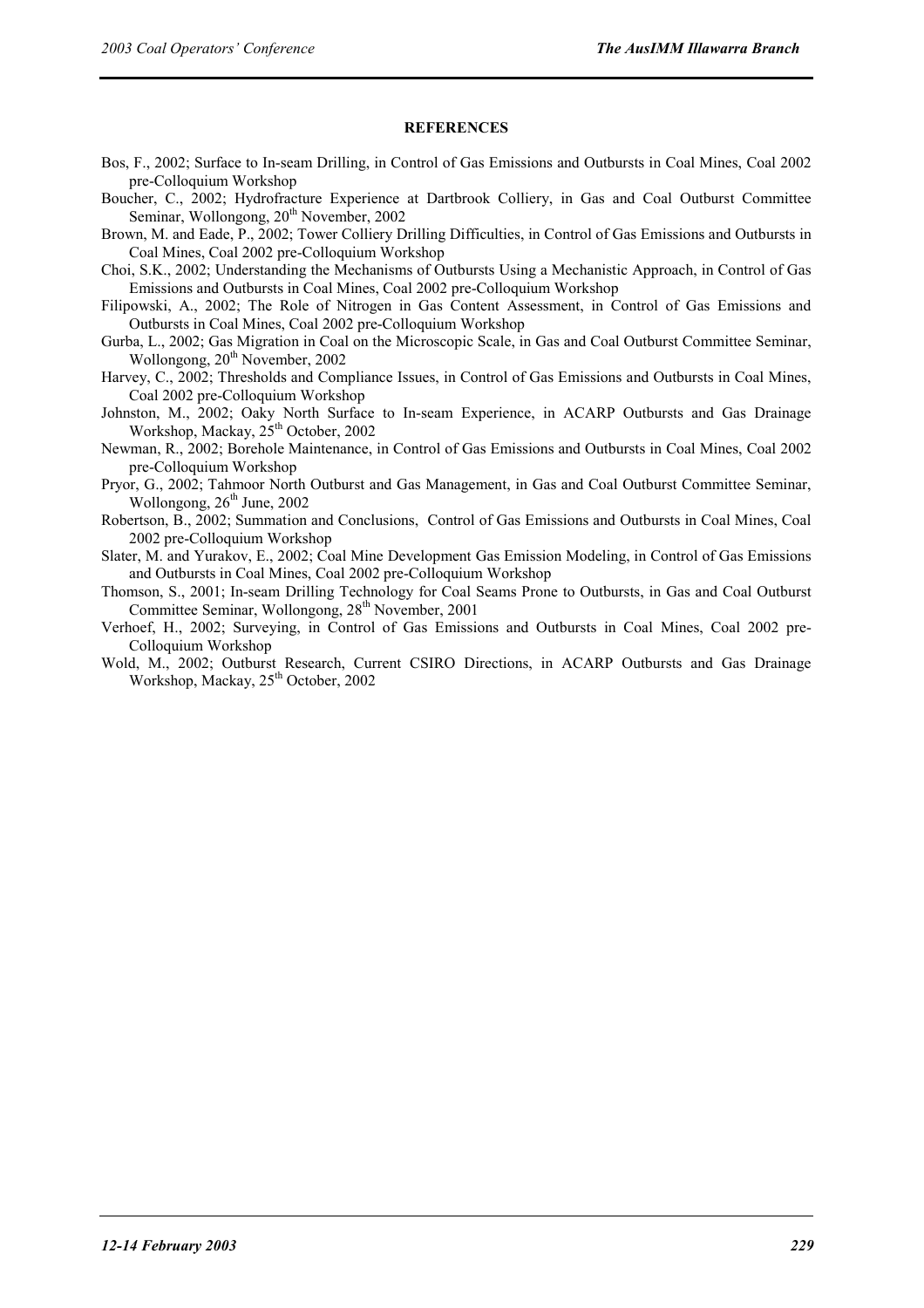## REFERENCES

Bos, F., 2002; Surface to In-seam Drilling, in Control of Gas Emissions and Outbursts in Coal Mines, Coal 2002 pre-Colloquium Workshop

Boucher, C., 2002; Hydrofracture Experience at Dartbrook Colliery, in Gas and Coal Outburst Committee Seminar, Wollongong, 20th November, 2002

Brown, M. and Eade, P., 2002; Tower Colliery Drilling Difficulties, in Control of Gas Emissions and Outbursts in Coal Mines, Coal 2002 pre-Colloquium Workshop

Choi, S.K., 2002; Understanding the Mechanisms of Outbursts Using a Mechanistic Approach, in Control of Gas Emissions and Outbursts in Coal Mines, Coal 2002 pre-Colloquium Workshop

Filipowski, A., 2002; The Role of Nitrogen in Gas Content Assessment, in Control of Gas Emissions and Outbursts in Coal Mines, Coal 2002 pre-Colloquium Workshop

Gurba, L., 2002; Gas Migration in Coal on the Microscopic Scale, in Gas and Coal Outburst Committee Seminar, Wollongong, 20th November, 2002

Harvey, C., 2002; Thresholds and Compliance Issues, in Control of Gas Emissions and Outbursts in Coal Mines, Coal 2002 pre-Colloquium Workshop

Johnston, M., 2002; Oaky North Surface to In-seam Experience, in ACARP Outbursts and Gas Drainage Workshop, Mackay, 25th October, 2002

Newman, R., 2002; Borehole Maintenance, in Control of Gas Emissions and Outbursts in Coal Mines, Coal 2002 pre-Colloquium Workshop

Pryor, G., 2002; Tahmoor North Outburst and Gas Management, in Gas and Coal Outburst Committee Seminar, Wollongong, 26th June, 2002

Robertson, B., 2002; Summation and Conclusions, Control of Gas Emissions and Outbursts in Coal Mines, Coal 2002 pre-Colloquium Workshop

Slater, M. and Yurakov, E., 2002; Coal Mine Development Gas Emission Modeling, in Control of Gas Emissions and Outbursts in Coal Mines, Coal 2002 pre-Colloquium Workshop

Thomson, S., 2001; In-seam Drilling Technology for Coal Seams Prone to Outbursts, in Gas and Coal Outburst Committee Seminar, Wollongong, 28th November, 2001

Verhoef, H., 2002; Surveying, in Control of Gas Emissions and Outbursts in Coal Mines, Coal 2002 pre-Colloquium Workshop

Wold, M., 2002; Outburst Research, Current CSIRO Directions, in ACARP Outbursts and Gas Drainage Workshop, Mackay, 25th October, 2002